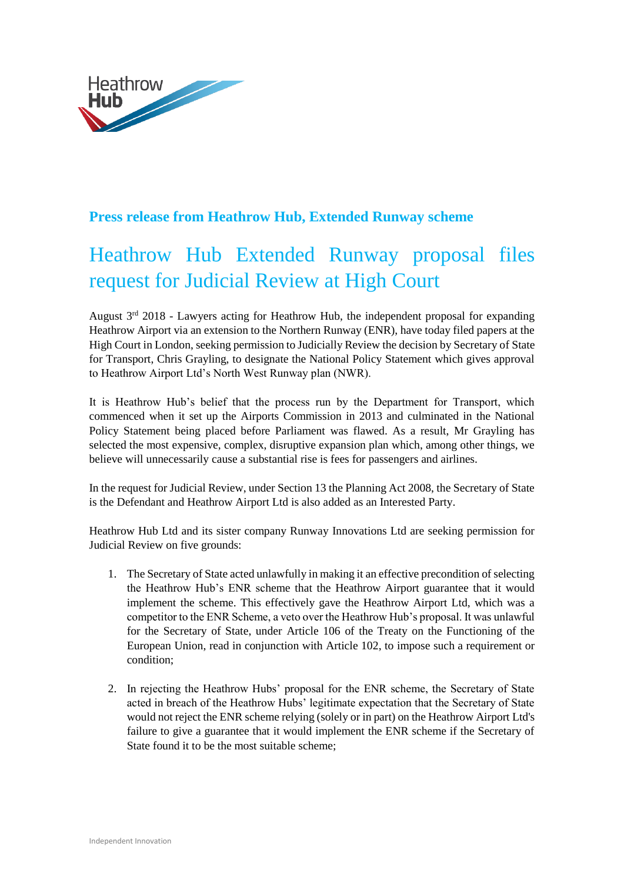**Press release from Heathrow Hub, Extended Runway scheme**

# Heathrow Hub Extended Runway proposal files request for Judicial Review at High Court

August 3rd 2018 - Lawyers acting for Heathrow Hub, the independent proposal for expanding Heathrow Airport via an extension to the Northern Runway (ENR), have today filed papers at the High Court in London, seeking permission to Judicially Review the decision by Secretary of State for Transport, Chris Grayling, to designate the National Policy Statement which gives approval to Heathrow Airport Ltd's North West Runway plan (NWR).

It is Heathrow Hub's belief that the process run by the Department for Transport, which commenced when it set up the Airports Commission in 2013 and culminated in the National Policy Statement being placed before Parliament was flawed. As a result, Mr Grayling has selected the most expensive, complex, disruptive expansion plan which, among other things, we believe will unnecessarily cause a substantial rise is fees for passengers and airlines.

In the request for Judicial Review, under Section 13 the Planning Act 2008, the Secretary of State is the Defendant and Heathrow Airport Ltd is also added as an Interested Party.

Heathrow Hub Ltd and its sister company Runway Innovations Ltd are seeking permission for Judicial Review on five grounds:

1. The Secretary of State acted unlawfully in making it an effective precondition of selecting the Heathrow Hub's ENR scheme that the Heathrow Airport guarantee that it would implement the scheme. This effectively gave the Heathrow Airport Ltd, which was a competitor to the ENR Scheme, a veto over the Heathrow Hub's proposal. It was unlawful for the Secretary of State, under Article 106 of the Treaty on the Functioning of the European Union, read in conjunction with Article 102, to impose such a requirement or condition;

2. In rejecting the Heathrow Hubs' proposal for the ENR scheme, the Secretary of State acted in breach of the Heathrow Hubs' legitimate expectation that the Secretary of State would not reject the ENR scheme relying (solely or in part) on the Heathrow Airport Ltd's failure to give a guarantee that it would implement the ENR scheme if the Secretary of State found it to be the most suitable scheme;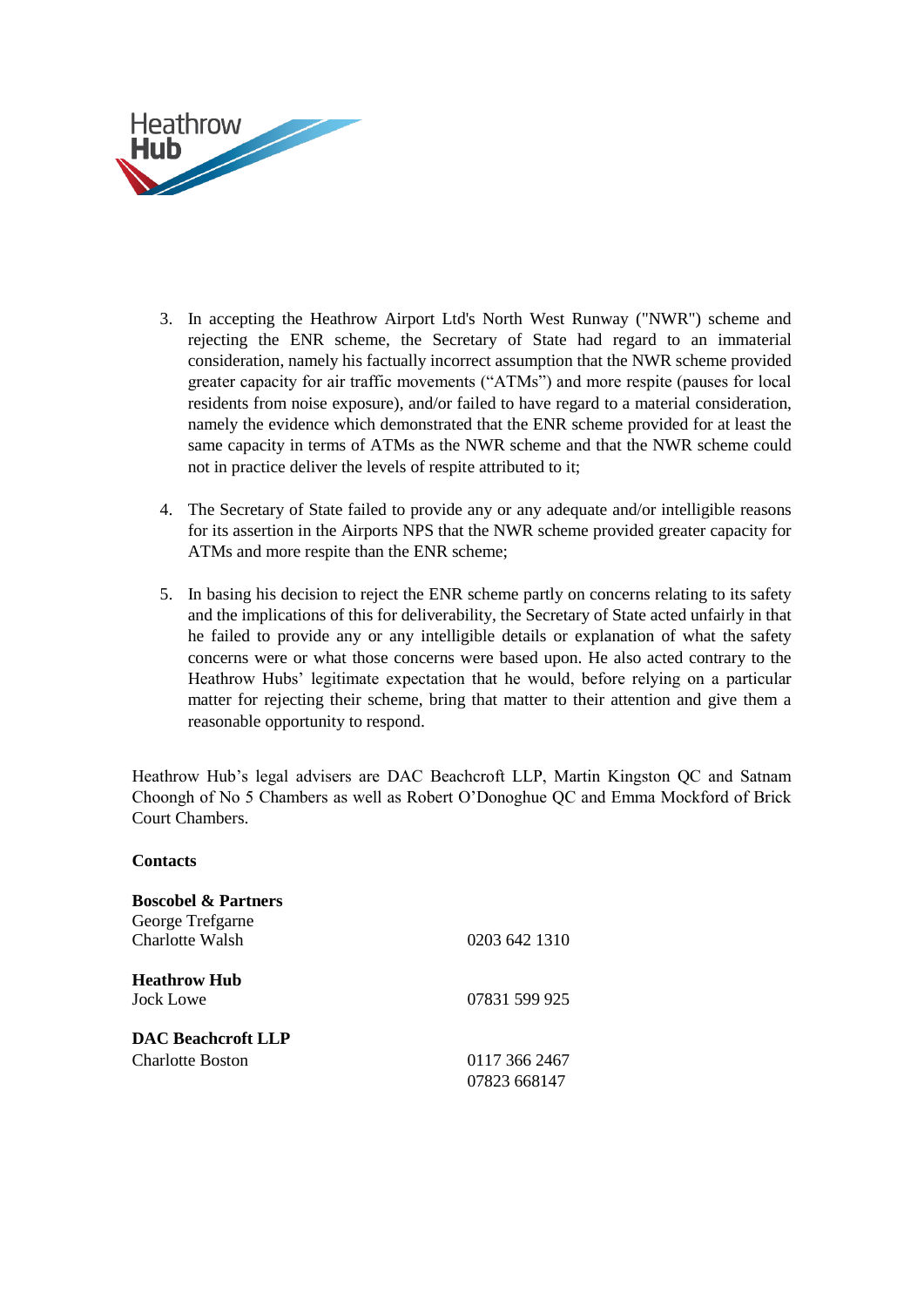3. In accepting the Heathrow Airport Ltd's North West Runway ("NWR") scheme and rejecting the ENR scheme, the Secretary of State had regard to an immaterial consideration, namely his factually incorrect assumption that the NWR scheme provided greater capacity for air traffic movements ("ATMs") and more respite (pauses for local residents from noise exposure), and/or failed to have regard to a material consideration, namely the evidence which demonstrated that the ENR scheme provided for at least the same capacity in terms of ATMs as the NWR scheme and that the NWR scheme could not in practice deliver the levels of respite attributed to it;

4. The Secretary of State failed to provide any or any adequate and/or intelligible reasons for its assertion in the Airports NPS that the NWR scheme provided greater capacity for ATMs and more respite than the ENR scheme;

5. In basing his decision to reject the ENR scheme partly on concerns relating to its safety and the implications of this for deliverability, the Secretary of State acted unfairly in that he failed to provide any or any intelligible details or explanation of what the safety concerns were or what those concerns were based upon. He also acted contrary to the Heathrow Hubs' legitimate expectation that he would, before relying on a particular matter for rejecting their scheme, bring that matter to their attention and give them a reasonable opportunity to respond.

Heathrow Hub's legal advisers are DAC Beachcroft LLP, Martin Kingston QC and Satnam Choongh of No 5 Chambers as well as Robert O'Donoghue QC and Emma Mockford of Brick Court Chambers.

**Contacts**

**Boscobel & Partners**
George Tefgarne
Charlotte Walsh — 0203 642 1310

**Heathrow Hub**
Jock Lowe — 07831 599 925

**DAC Beachcroft LLP**
Charlotte Boston — 0117 366 2467
07823 668147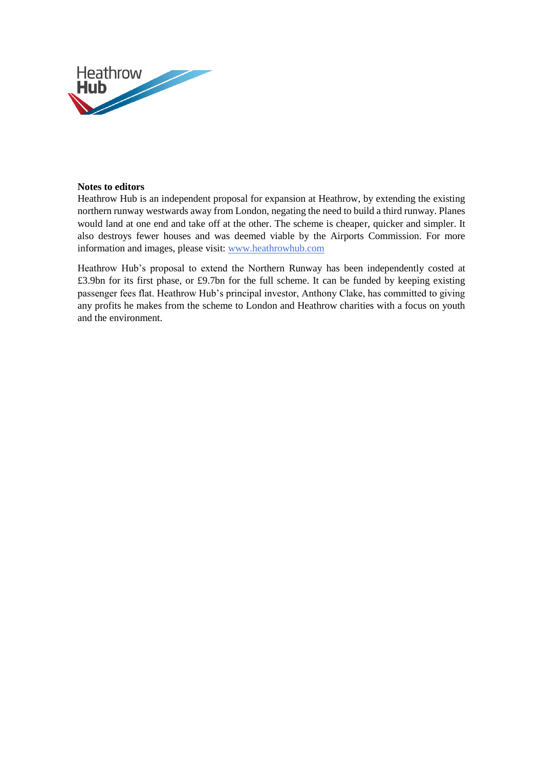**Notes to editors**

Heathrow Hub is an independent proposal for expansion at Heathrow, by extending the existing northern runway westwards away from London, negating the need to build a third runway. Planes would land at one end and take off at the other. The scheme is cheaper, quicker and simpler. It also destroys fewer houses and was deemed viable by the Airports Commission. For more information and images, please visit: [www.heathrowhub.com](http://www.heathrowhub.com)

Heathrow Hub's proposal to extend the Northern Runway has been independently costed at £3.9bn for its first phase, or £9.7bn for the full scheme. It can be funded by keeping existing passenger fees flat. Heathrow Hub's principal investor, Anthony Clake, has committed to giving any profits he makes from the scheme to London and Heathrow charities with a focus on youth and the environment.